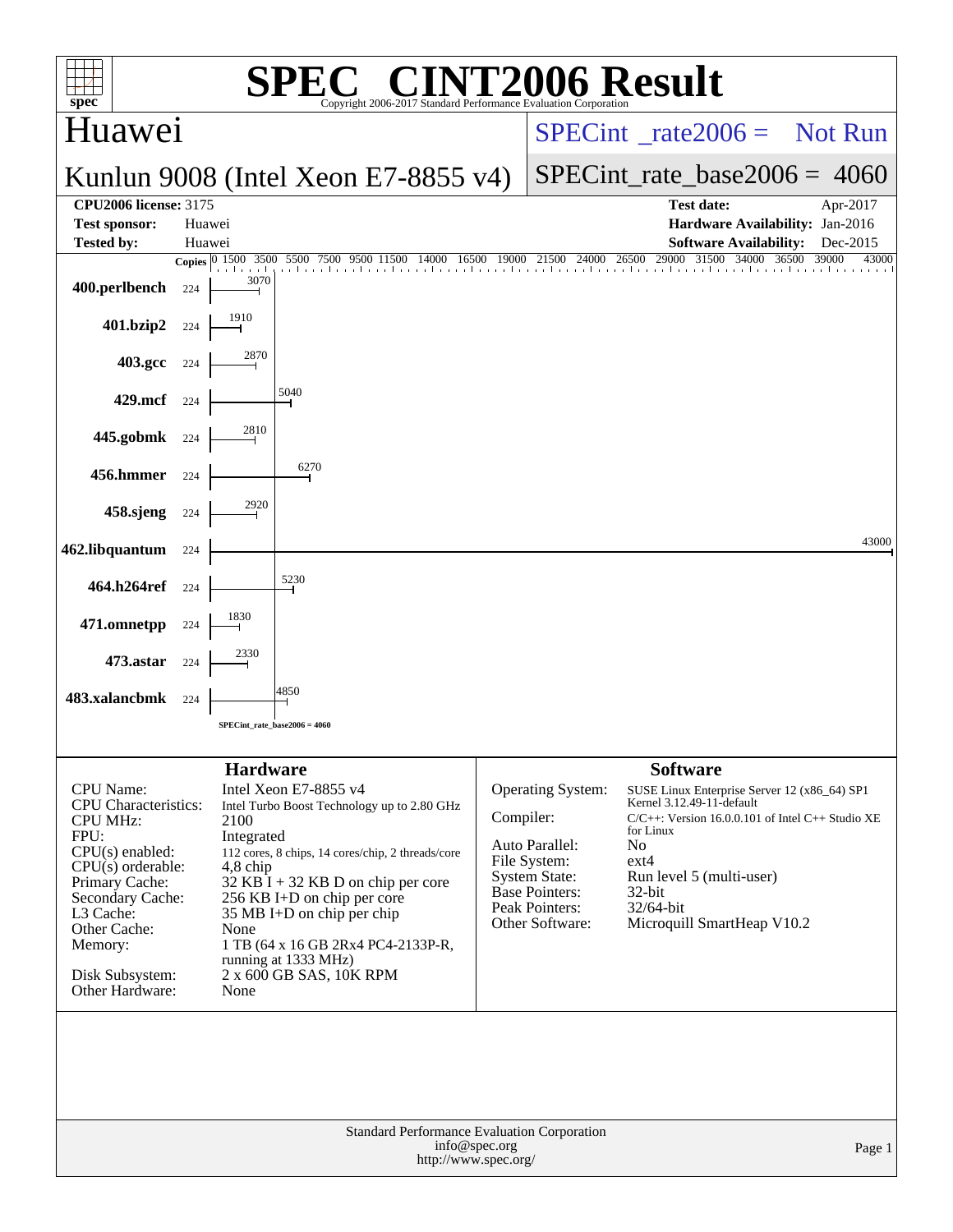# SPEC CINT2006 Result

Copyright 2006-2017 Standard Performance Evaluation Corporation

## Huawei

## Kunlun 9008 (Intel Xeon E7-8855 v4)

SPECint_rate2006 = Not Run

SPECint_rate_base2006 = 4060

| | | | |
|---|---|---|---|
| **CPU2006 license:** 3175 | | **Test date:** | Apr-2017 |
| **Test sponsor:** | Huawei | **Hardware Availability:** | Jan-2016 |
| **Tested by:** | Huawei | **Software Availability:** | Dec-2015 |

| Benchmark | Copies | Base Ratio |
|---|---|---|
| 400.perlbench | 224 | 3070 |
| 401.bzip2 | 224 | 1910 |
| 403.gcc | 224 | 2870 |
| 429.mcf | 224 | 5040 |
| 445.gobmk | 224 | 2810 |
| 456.hmmer | 224 | 6270 |
| 458.sjeng | 224 | 2920 |
| 462.libquantum | 224 | 43000 |
| 464.h264ref | 224 | 5230 |
| 471.omnetpp | 224 | 1830 |
| 473.astar | 224 | 2330 |
| 483.xalancbmk | 224 | 4850 |

SPECint_rate_base2006 = 4060

### Hardware

| | |
|---|---|
| CPU Name: | Intel Xeon E7-8855 v4 |
| CPU Characteristics: | Intel Turbo Boost Technology up to 2.80 GHz |
| CPU MHz: | 2100 |
| FPU: | Integrated |
| CPU(s) enabled: | 112 cores, 8 chips, 14 cores/chip, 2 threads/core |
| CPU(s) orderable: | 4,8 chip |
| Primary Cache: | 32 KB I + 32 KB D on chip per core |
| Secondary Cache: | 256 KB I+D on chip per core |
| L3 Cache: | 35 MB I+D on chip per chip |
| Other Cache: | None |
| Memory: | 1 TB (64 x 16 GB 2Rx4 PC4-2133P-R, running at 1333 MHz) |
| Disk Subsystem: | 2 x 600 GB SAS, 10K RPM |
| Other Hardware: | None |

### Software

| | |
|---|---|
| Operating System: | SUSE Linux Enterprise Server 12 (x86_64) SP1 Kernel 3.12.49-11-default |
| Compiler: | C/C++: Version 16.0.0.101 of Intel C++ Studio XE for Linux |
| Auto Parallel: | No |
| File System: | ext4 |
| System State: | Run level 5 (multi-user) |
| Base Pointers: | 32-bit |
| Peak Pointers: | 32/64-bit |
| Other Software: | Microquill SmartHeap V10.2 |

Standard Performance Evaluation Corporation
info@spec.org
http://www.spec.org/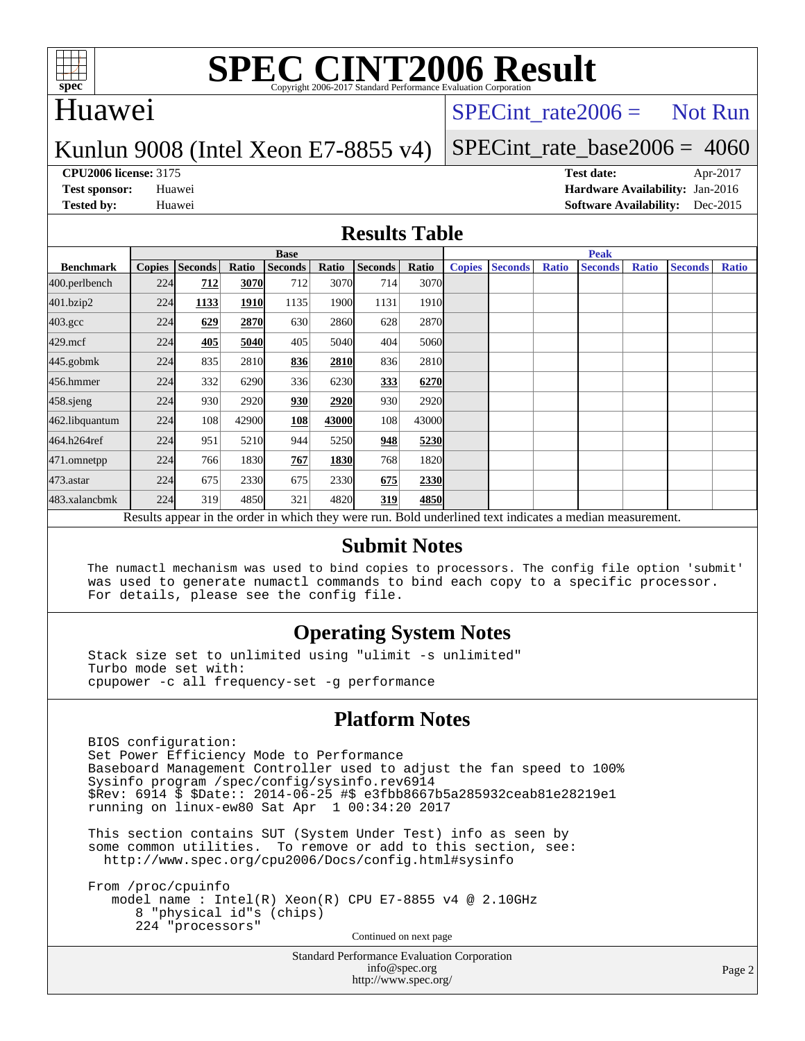# SPEC CINT2006 Result

Copyright 2006-2017 Standard Performance Evaluation Corporation

## Huawei

Kunlun 9008 (Intel Xeon E7-8855 v4)

SPECint_rate2006 = Not Run

SPECint_rate_base2006 = 4060

**CPU2006 license:** 3175
**Test sponsor:** Huawei
**Tested by:** Huawei

**Test date:** Apr-2017
**Hardware Availability:** Jan-2016
**Software Availability:** Dec-2015

## Results Table

| Benchmark | Base | | | | | | | Peak | | | | | | |
|---|---|---|---|---|---|---|---|---|---|---|---|---|---|---|
| | Copies | Seconds | Ratio | Seconds | Ratio | Seconds | Ratio | Copies | Seconds | Ratio | Seconds | Ratio | Seconds | Ratio |
| 400.perlbench | 224 | **712** | **3070** | 712 | 3070 | 714 | 3070 | | | | | | | |
| 401.bzip2 | 224 | **1133** | **1910** | 1135 | 1900 | 1131 | 1910 | | | | | | | |
| 403.gcc | 224 | **629** | **2870** | 630 | 2860 | 628 | 2870 | | | | | | | |
| 429.mcf | 224 | **405** | **5040** | 405 | 5040 | 404 | 5060 | | | | | | | |
| 445.gobmk | 224 | 835 | 2810 | **836** | **2810** | 836 | 2810 | | | | | | | |
| 456.hmmer | 224 | 332 | 6290 | 336 | 6230 | **333** | **6270** | | | | | | | |
| 458.sjeng | 224 | 930 | 2920 | **930** | **2920** | 930 | 2920 | | | | | | | |
| 462.libquantum | 224 | 108 | 42900 | **108** | **43000** | 108 | 43000 | | | | | | | |
| 464.h264ref | 224 | 951 | 5210 | 944 | 5250 | **948** | **5230** | | | | | | | |
| 471.omnetpp | 224 | 766 | 1830 | **767** | **1830** | 768 | 1820 | | | | | | | |
| 473.astar | 224 | 675 | 2330 | 675 | 2330 | **675** | **2330** | | | | | | | |
| 483.xalancbmk | 224 | 319 | 4850 | 321 | 4820 | **319** | **4850** | | | | | | | |

Results appear in the order in which they were run. Bold underlined text indicates a median measurement.

## Submit Notes

```
The numactl mechanism was used to bind copies to processors. The config file option 'submit'
was used to generate numactl commands to bind each copy to a specific processor.
For details, please see the config file.
```

## Operating System Notes

```
Stack size set to unlimited using "ulimit -s unlimited"
Turbo mode set with:
cpupower -c all frequency-set -g performance
```

## Platform Notes

```
BIOS configuration:
Set Power Efficiency Mode to Performance
Baseboard Management Controller used to adjust the fan speed to 100%
Sysinfo program /spec/config/sysinfo.rev6914
$Rev: 6914 $ $Date:: 2014-06-25 #$ e3fbb8667b5a285932ceab81e28219e1
running on linux-ew80 Sat Apr  1 00:34:20 2017

This section contains SUT (System Under Test) info as seen by
some common utilities.  To remove or add to this section, see:
  http://www.spec.org/cpu2006/Docs/config.html#sysinfo

From /proc/cpuinfo
   model name : Intel(R) Xeon(R) CPU E7-8855 v4 @ 2.10GHz
      8 "physical id"s (chips)
      224 "processors"
```

Continued on next page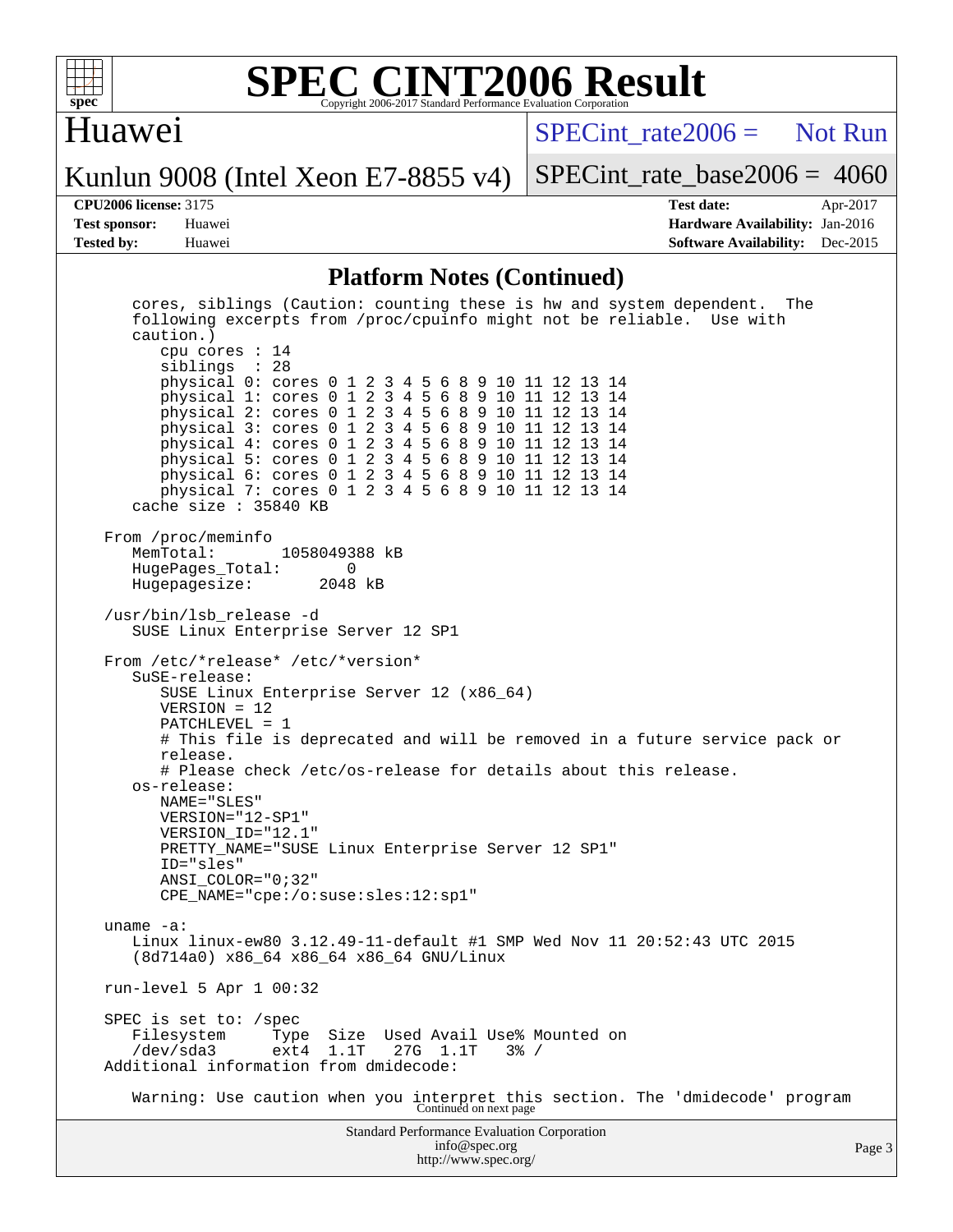# SPEC CINT2006 Result

Copyright 2006-2017 Standard Performance Evaluation Corporation

## Huawei

Kunlun 9008 (Intel Xeon E7-8855 v4)

SPECint_rate2006 = Not Run

SPECint_rate_base2006 = 4060

**CPU2006 license:** 3175
**Test sponsor:** Huawei
**Tested by:** Huawei

**Test date:** Apr-2017
**Hardware Availability:** Jan-2016
**Software Availability:** Dec-2015

### Platform Notes (Continued)

```
    cores, siblings (Caution: counting these is hw and system dependent.  The
    following excerpts from /proc/cpuinfo might not be reliable.  Use with
    caution.)
       cpu cores : 14
       siblings  : 28
       physical 0: cores 0 1 2 3 4 5 6 8 9 10 11 12 13 14
       physical 1: cores 0 1 2 3 4 5 6 8 9 10 11 12 13 14
       physical 2: cores 0 1 2 3 4 5 6 8 9 10 11 12 13 14
       physical 3: cores 0 1 2 3 4 5 6 8 9 10 11 12 13 14
       physical 4: cores 0 1 2 3 4 5 6 8 9 10 11 12 13 14
       physical 5: cores 0 1 2 3 4 5 6 8 9 10 11 12 13 14
       physical 6: cores 0 1 2 3 4 5 6 8 9 10 11 12 13 14
       physical 7: cores 0 1 2 3 4 5 6 8 9 10 11 12 13 14
    cache size : 35840 KB

 From /proc/meminfo
    MemTotal:       1058049388 kB
    HugePages_Total:        0
    Hugepagesize:        2048 kB

 /usr/bin/lsb_release -d
    SUSE Linux Enterprise Server 12 SP1

 From /etc/*release* /etc/*version*
    SuSE-release:
       SUSE Linux Enterprise Server 12 (x86_64)
       VERSION = 12
       PATCHLEVEL = 1
       # This file is deprecated and will be removed in a future service pack or
       release.
       # Please check /etc/os-release for details about this release.
    os-release:
       NAME="SLES"
       VERSION="12-SP1"
       VERSION_ID="12.1"
       PRETTY_NAME="SUSE Linux Enterprise Server 12 SP1"
       ID="sles"
       ANSI_COLOR="0;32"
       CPE_NAME="cpe:/o:suse:sles:12:sp1"

 uname -a:
    Linux linux-ew80 3.12.49-11-default #1 SMP Wed Nov 11 20:52:43 UTC 2015
    (8d714a0) x86_64 x86_64 x86_64 GNU/Linux

 run-level 5 Apr 1 00:32

 SPEC is set to: /spec
    Filesystem     Type  Size  Used Avail Use% Mounted on
    /dev/sda3      ext4  1.1T   27G  1.1T   3% /
 Additional information from dmidecode:

    Warning: Use caution when you interpret this section. The 'dmidecode' program
```

Continued on next page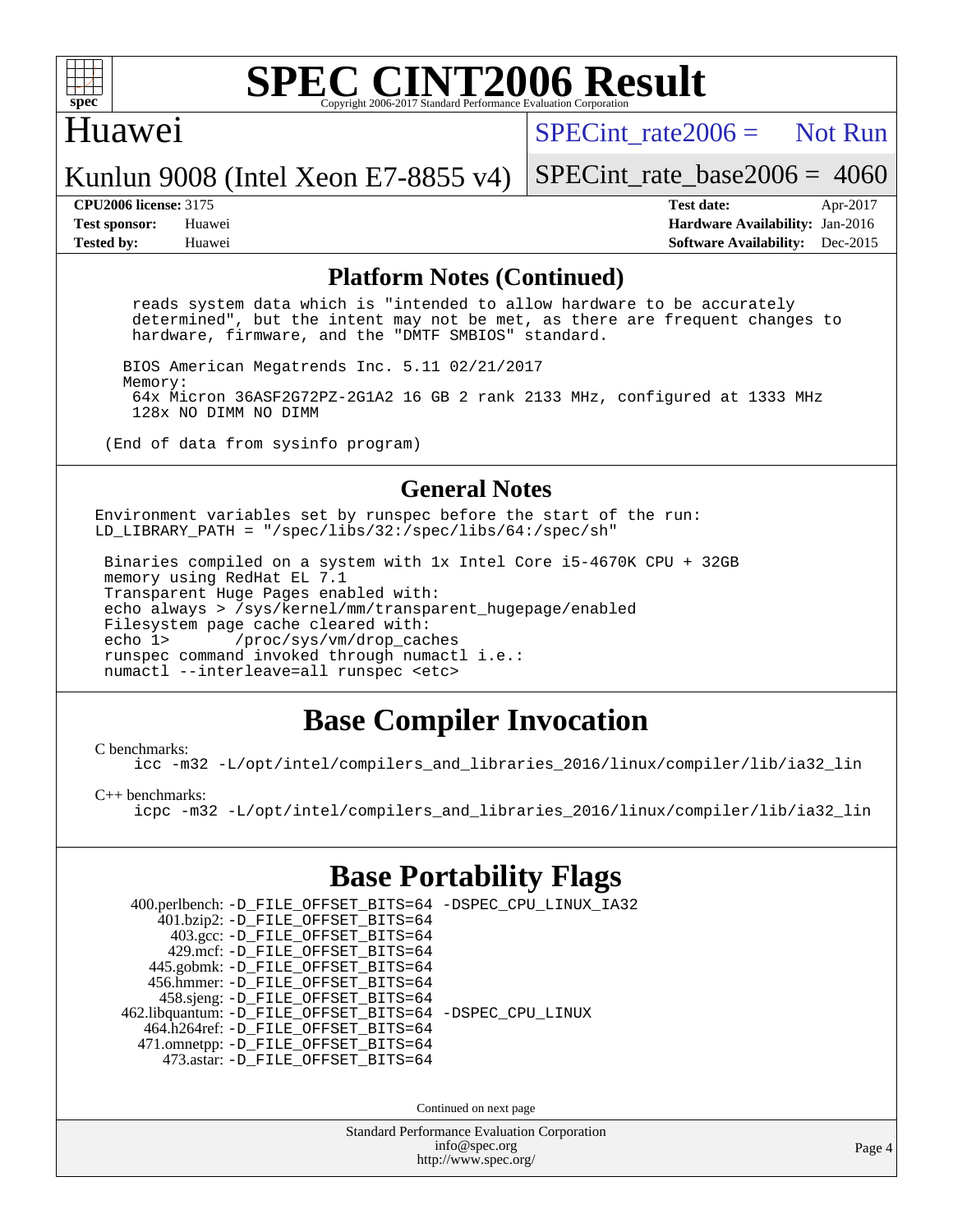## Platform Notes (Continued)

```
reads system data which is "intended to allow hardware to be accurately
determined", but the intent may not be met, as there are frequent changes to
hardware, firmware, and the "DMTF SMBIOS" standard.

BIOS American Megatrends Inc. 5.11 02/21/2017
Memory:
 64x Micron 36ASF2G72PZ-2G1A2 16 GB 2 rank 2133 MHz, configured at 1333 MHz
 128x NO DIMM NO DIMM

(End of data from sysinfo program)
```

## General Notes

```
Environment variables set by runspec before the start of the run:
LD_LIBRARY_PATH = "/spec/libs/32:/spec/libs/64:/spec/sh"

 Binaries compiled on a system with 1x Intel Core i5-4670K CPU + 32GB
 memory using RedHat EL 7.1
 Transparent Huge Pages enabled with:
 echo always > /sys/kernel/mm/transparent_hugepage/enabled
 Filesystem page cache cleared with:
 echo 1>       /proc/sys/vm/drop_caches
 runspec command invoked through numactl i.e.:
 numactl --interleave=all runspec <etc>
```

## Base Compiler Invocation

C benchmarks:

```
icc -m32 -L/opt/intel/compilers_and_libraries_2016/linux/compiler/lib/ia32_lin
```

C++ benchmarks:

```
icpc -m32 -L/opt/intel/compilers_and_libraries_2016/linux/compiler/lib/ia32_lin
```

## Base Portability Flags

| Benchmark | Flags |
|---|---|
| 400.perlbench: | -D_FILE_OFFSET_BITS=64 -DSPEC_CPU_LINUX_IA32 |
| 401.bzip2: | -D_FILE_OFFSET_BITS=64 |
| 403.gcc: | -D_FILE_OFFSET_BITS=64 |
| 429.mcf: | -D_FILE_OFFSET_BITS=64 |
| 445.gobmk: | -D_FILE_OFFSET_BITS=64 |
| 456.hmmer: | -D_FILE_OFFSET_BITS=64 |
| 458.sjeng: | -D_FILE_OFFSET_BITS=64 |
| 462.libquantum: | -D_FILE_OFFSET_BITS=64 -DSPEC_CPU_LINUX |
| 464.h264ref: | -D_FILE_OFFSET_BITS=64 |
| 471.omnetpp: | -D_FILE_OFFSET_BITS=64 |
| 473.astar: | -D_FILE_OFFSET_BITS=64 |

Continued on next page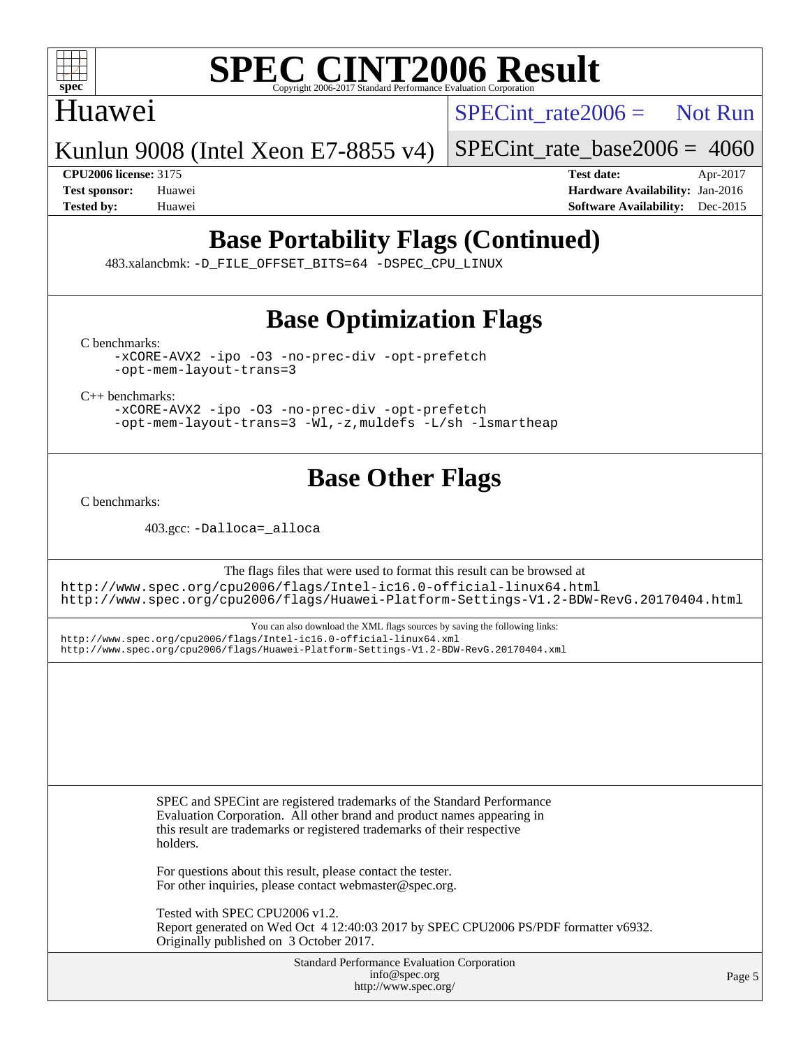## Base Portability Flags (Continued)

483.xalancbmk: -D_FILE_OFFSET_BITS=64 -DSPEC_CPU_LINUX

## Base Optimization Flags

C benchmarks:

-xCORE-AVX2 -ipo -O3 -no-prec-div -opt-prefetch
-opt-mem-layout-trans=3

C++ benchmarks:

-xCORE-AVX2 -ipo -O3 -no-prec-div -opt-prefetch
-opt-mem-layout-trans=3 -Wl,-z,muldefs -L/sh -lsmartheap

## Base Other Flags

C benchmarks:

403.gcc: -Dalloca=_alloca

The flags files that were used to format this result can be browsed at
http://www.spec.org/cpu2006/flags/Intel-ic16.0-official-linux64.html
http://www.spec.org/cpu2006/flags/Huawei-Platform-Settings-V1.2-BDW-RevG.20170404.html

You can also download the XML flags sources by saving the following links:
http://www.spec.org/cpu2006/flags/Intel-ic16.0-official-linux64.xml
http://www.spec.org/cpu2006/flags/Huawei-Platform-Settings-V1.2-BDW-RevG.20170404.xml

SPEC and SPECint are registered trademarks of the Standard Performance Evaluation Corporation. All other brand and product names appearing in this result are trademarks or registered trademarks of their respective holders.

For questions about this result, please contact the tester.
For other inquiries, please contact webmaster@spec.org.

Tested with SPEC CPU2006 v1.2.
Report generated on Wed Oct 4 12:40:03 2017 by SPEC CPU2006 PS/PDF formatter v6932.
Originally published on 3 October 2017.